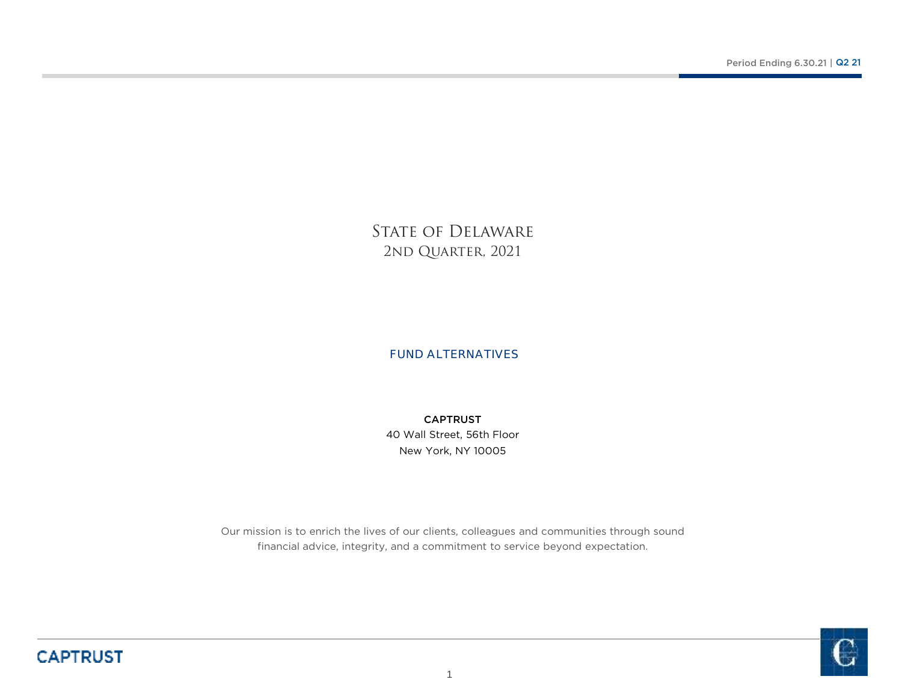# State of Delaware
## 2nd Quarter, 2021

FUND ALTERNATIVES

**CAPTRUST**
40 Wall Street, 56th Floor
New York, NY 10005

Our mission is to enrich the lives of our clients, colleagues and communities through sound financial advice, integrity, and a commitment to service beyond expectation.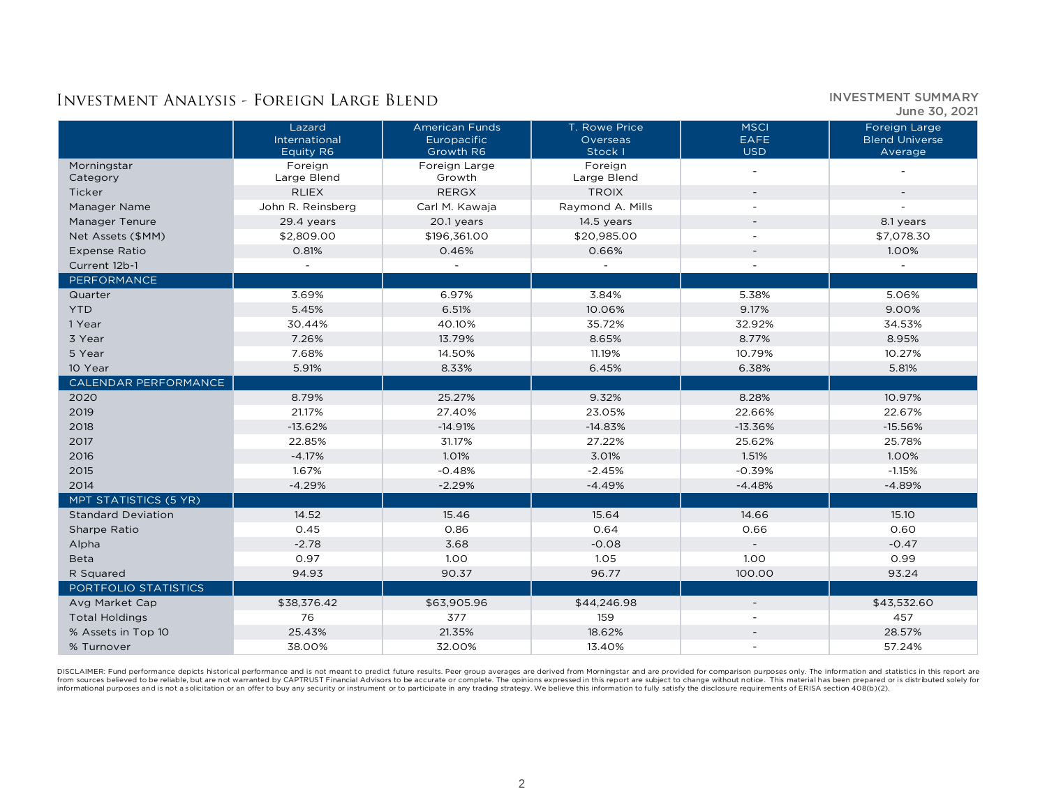# Investment Analysis - Foreign Large Blend

INVESTMENT SUMMARY
June 30, 2021

| | Lazard International Equity R6 | American Funds Europacific Growth R6 | T. Rowe Price Overseas Stock I | MSCI EAFE USD | Foreign Large Blend Universe Average |
|---|---|---|---|---|---|
| Morningstar Category | Foreign Large Blend | Foreign Large Growth | Foreign Large Blend | - | - |
| Ticker | RLIEX | RERGX | TROIX | - | - |
| Manager Name | John R. Reinsberg | Carl M. Kawaja | Raymond A. Mills | - | - |
| Manager Tenure | 29.4 years | 20.1 years | 14.5 years | - | 8.1 years |
| Net Assets ($MM) | $2,809.00 | $196,361.00 | $20,985.00 | - | $7,078.30 |
| Expense Ratio | 0.81% | 0.46% | 0.66% | - | 1.00% |
| Current 12b-1 | - | - | - | - | - |
| **PERFORMANCE** | | | | | |
| Quarter | 3.69% | 6.97% | 3.84% | 5.38% | 5.06% |
| YTD | 5.45% | 6.51% | 10.06% | 9.17% | 9.00% |
| 1 Year | 30.44% | 40.10% | 35.72% | 32.92% | 34.53% |
| 3 Year | 7.26% | 13.79% | 8.65% | 8.77% | 8.95% |
| 5 Year | 7.68% | 14.50% | 11.19% | 10.79% | 10.27% |
| 10 Year | 5.91% | 8.33% | 6.45% | 6.38% | 5.81% |
| **CALENDAR PERFORMANCE** | | | | | |
| 2020 | 8.79% | 25.27% | 9.32% | 8.28% | 10.97% |
| 2019 | 21.17% | 27.40% | 23.05% | 22.66% | 22.67% |
| 2018 | -13.62% | -14.91% | -14.83% | -13.36% | -15.56% |
| 2017 | 22.85% | 31.17% | 27.22% | 25.62% | 25.78% |
| 2016 | -4.17% | 1.01% | 3.01% | 1.51% | 1.00% |
| 2015 | 1.67% | -0.48% | -2.45% | -0.39% | -1.15% |
| 2014 | -4.29% | -2.29% | -4.49% | -4.48% | -4.89% |
| **MPT STATISTICS (5 YR)** | | | | | |
| Standard Deviation | 14.52 | 15.46 | 15.64 | 14.66 | 15.10 |
| Sharpe Ratio | 0.45 | 0.86 | 0.64 | 0.66 | 0.60 |
| Alpha | -2.78 | 3.68 | -0.08 | - | -0.47 |
| Beta | 0.97 | 1.00 | 1.05 | 1.00 | 0.99 |
| R Squared | 94.93 | 90.37 | 96.77 | 100.00 | 93.24 |
| **PORTFOLIO STATISTICS** | | | | | |
| Avg Market Cap | $38,376.42 | $63,905.96 | $44,246.98 | - | $43,532.60 |
| Total Holdings | 76 | 377 | 159 | - | 457 |
| % Assets in Top 10 | 25.43% | 21.35% | 18.62% | - | 28.57% |
| % Turnover | 38.00% | 32.00% | 13.40% | - | 57.24% |

DISCLAIMER: Fund performance depicts historical performance and is not meant to predict future results. Peer group averages are derived from Morningstar and are provided for comparison purposes only. The information and statistics in this report are from sources believed to be reliable, but are not warranted by CAPTRUST Financial Advisors to be accurate or complete. The opinions expressed in this report are subject to change without notice. This material has been prepared or is distributed solely for informational purposes and is not a solicitation or an offer to buy any security or instrument or to participate in any trading strategy. We believe this information to fully satisfy the disclosure requirements of ERISA section 408(b)(2).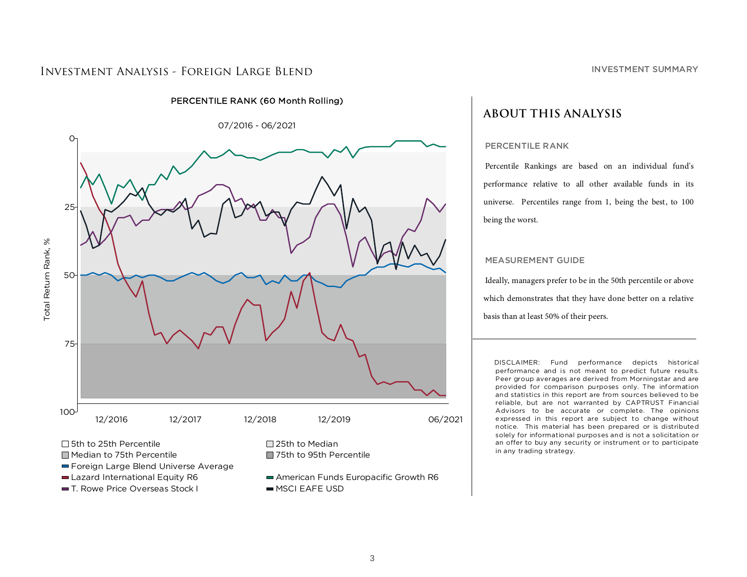# Investment Analysis - Foreign Large Blend

INVESTMENT SUMMARY

PERCENTILE RANK (60 Month Rolling)

07/2016 - 06/2021

Total Return Rank, %

0, 25, 50, 75, 100

12/2016, 12/2017, 12/2018, 12/2019, 06/2021

- 5th to 25th Percentile
- 25th to Median
- Median to 75th Percentile
- 75th to 95th Percentile
- Foreign Large Blend Universe Average
- Lazard International Equity R6
- American Funds Europacific Growth R6
- T. Rowe Price Overseas Stock I
- MSCI EAFE USD

## ABOUT THIS ANALYSIS

### PERCENTILE RANK

Percentile Rankings are based on an individual fund's performance relative to all other available funds in its universe. Percentiles range from 1, being the best, to 100 being the worst.

### MEASUREMENT GUIDE

Ideally, managers prefer to be in the 50th percentile or above which demonstrates that they have done better on a relative basis than at least 50% of their peers.

DISCLAIMER: Fund performance depicts historical performance and is not meant to predict future results. Peer group averages are derived from Morningstar and are provided for comparison purposes only. The information and statistics in this report are from sources believed to be reliable, but are not warranted by CAPTRUST Financial Advisors to be accurate or complete. The opinions expressed in this report are subject to change without notice. This material has been prepared or is distributed solely for informational purposes and is not a solicitation or an offer to buy any security or instrument or to participate in any trading strategy.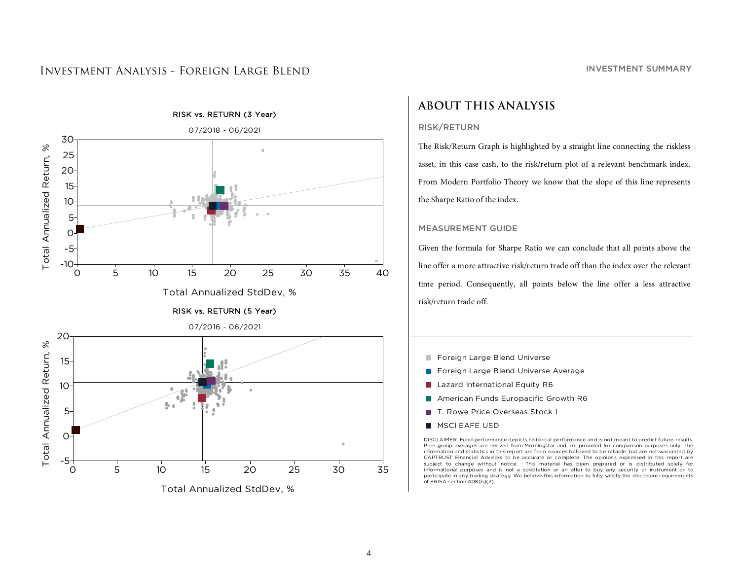# Investment Analysis - Foreign Large Blend

INVESTMENT SUMMARY

RISK vs. RETURN (3 Year)

07/2018 - 06/2021

RISK vs. RETURN (5 Year)

07/2016 - 06/2021

## ABOUT THIS ANALYSIS

### RISK/RETURN

The Risk/Return Graph is highlighted by a straight line connecting the riskless asset, in this case cash, to the risk/return plot of a relevant benchmark index. From Modern Portfolio Theory we know that the slope of this line represents the Sharpe Ratio of the index.

### MEASUREMENT GUIDE

Given the formula for Sharpe Ratio we can conclude that all points above the line offer a more attractive risk/return trade off than the index over the relevant time period. Consequently, all points below the line offer a less attractive risk/return trade off.

- Foreign Large Blend Universe
- Foreign Large Blend Universe Average
- Lazard International Equity R6
- American Funds Europacific Growth R6
- T. Rowe Price Overseas Stock I
- MSCI EAFE USD

DISCLAIMER: Fund performance depicts historical performance and is not meant to predict future results. Peer group averages are derived from Morningstar and are provided for comparison purposes only. The information and statistics in this report are from sources believed to be reliable, but are not warranted by CAPTRUST Financial Advisors to be accurate or complete. The opinions expressed in this report are subject to change without notice. This material has been prepared or is distributed solely for informational purposes and is not a solicitation or an offer to buy any security or instrument or to participate in any trading strategy. We believe this information to fully satisfy the disclosure requirements of ERISA section 408(b)(2).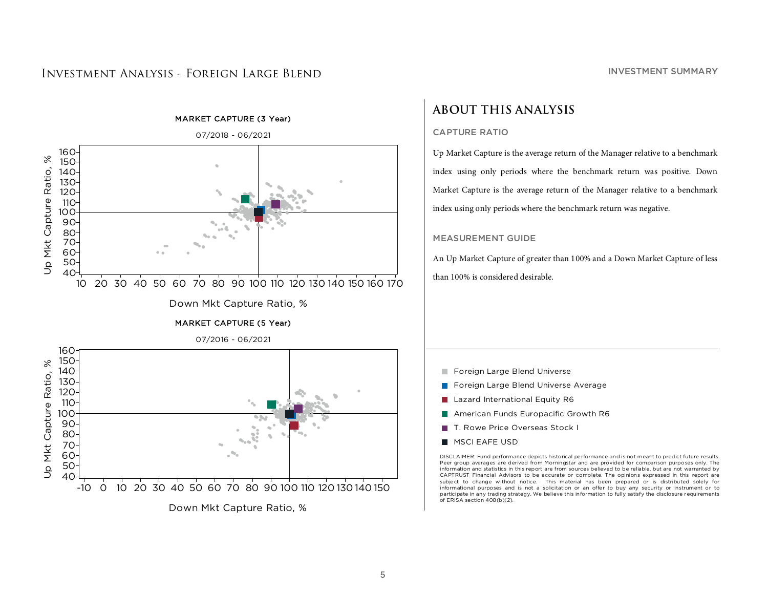# Investment Analysis - Foreign Large Blend

INVESTMENT SUMMARY

MARKET CAPTURE (3 Year)

07/2018 - 06/2021

MARKET CAPTURE (5 Year)

07/2016 - 06/2021

## ABOUT THIS ANALYSIS

### CAPTURE RATIO

Up Market Capture is the average return of the Manager relative to a benchmark index using only periods where the benchmark return was positive. Down Market Capture is the average return of the Manager relative to a benchmark index using only periods where the benchmark return was negative.

### MEASUREMENT GUIDE

An Up Market Capture of greater than 100% and a Down Market Capture of less than 100% is considered desirable.

- Foreign Large Blend Universe
- Foreign Large Blend Universe Average
- Lazard International Equity R6
- American Funds Europacific Growth R6
- T. Rowe Price Overseas Stock I
- MSCI EAFE USD

DISCLAIMER: Fund performance depicts historical performance and is not meant to predict future results. Peer group averages are derived from Morningstar and are provided for comparison purposes only. The information and statistics in this report are from sources believed to be reliable, but are not warranted by CAPTRUST Financial Advisors to be accurate or complete. The opinions expressed in this report are subject to change without notice. This material has been prepared or is distributed solely for informational purposes and is not a solicitation or an offer to buy any security or instrument or to participate in any trading strategy. We believe this information to fully satisfy the disclosure requirements of ERISA section 408(b)(2).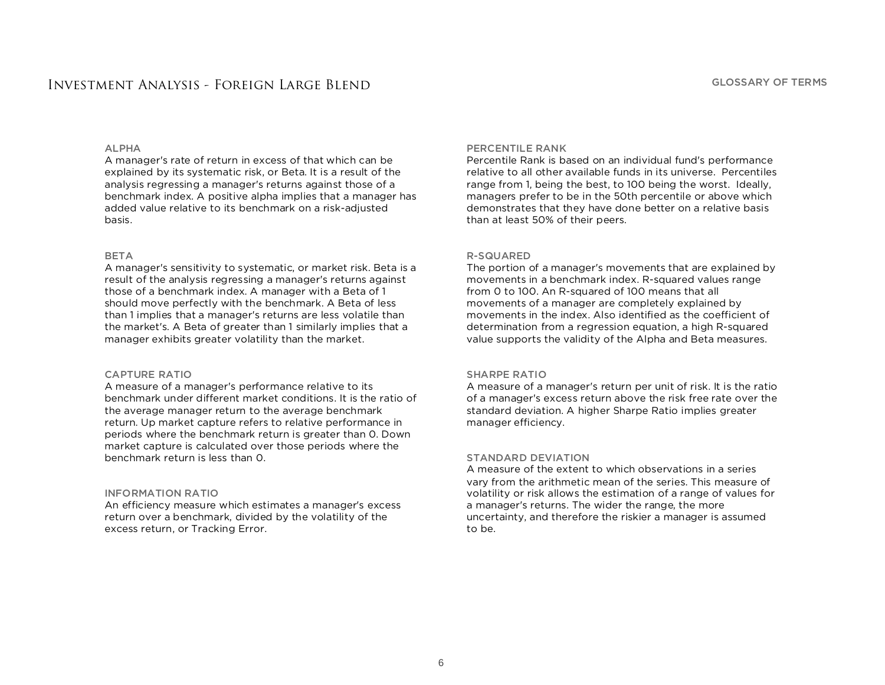# Investment Analysis - Foreign Large Blend

## GLOSSARY OF TERMS

### ALPHA

A manager's rate of return in excess of that which can be explained by its systematic risk, or Beta. It is a result of the analysis regressing a manager's returns against those of a benchmark index. A positive alpha implies that a manager has added value relative to its benchmark on a risk-adjusted basis.

### BETA

A manager's sensitivity to systematic, or market risk. Beta is a result of the analysis regressing a manager's returns against those of a benchmark index. A manager with a Beta of 1 should move perfectly with the benchmark. A Beta of less than 1 implies that a manager's returns are less volatile than the market's. A Beta of greater than 1 similarly implies that a manager exhibits greater volatility than the market.

### CAPTURE RATIO

A measure of a manager's performance relative to its benchmark under different market conditions. It is the ratio of the average manager return to the average benchmark return. Up market capture refers to relative performance in periods where the benchmark return is greater than 0. Down market capture is calculated over those periods where the benchmark return is less than 0.

### INFORMATION RATIO

An efficiency measure which estimates a manager's excess return over a benchmark, divided by the volatility of the excess return, or Tracking Error.

### PERCENTILE RANK

Percentile Rank is based on an individual fund's performance relative to all other available funds in its universe. Percentiles range from 1, being the best, to 100 being the worst. Ideally, managers prefer to be in the 50th percentile or above which demonstrates that they have done better on a relative basis than at least 50% of their peers.

### R-SQUARED

The portion of a manager's movements that are explained by movements in a benchmark index. R-squared values range from 0 to 100. An R-squared of 100 means that all movements of a manager are completely explained by movements in the index. Also identified as the coefficient of determination from a regression equation, a high R-squared value supports the validity of the Alpha and Beta measures.

### SHARPE RATIO

A measure of a manager's return per unit of risk. It is the ratio of a manager's excess return above the risk free rate over the standard deviation. A higher Sharpe Ratio implies greater manager efficiency.

### STANDARD DEVIATION

A measure of the extent to which observations in a series vary from the arithmetic mean of the series. This measure of volatility or risk allows the estimation of a range of values for a manager's returns. The wider the range, the more uncertainty, and therefore the riskier a manager is assumed to be.